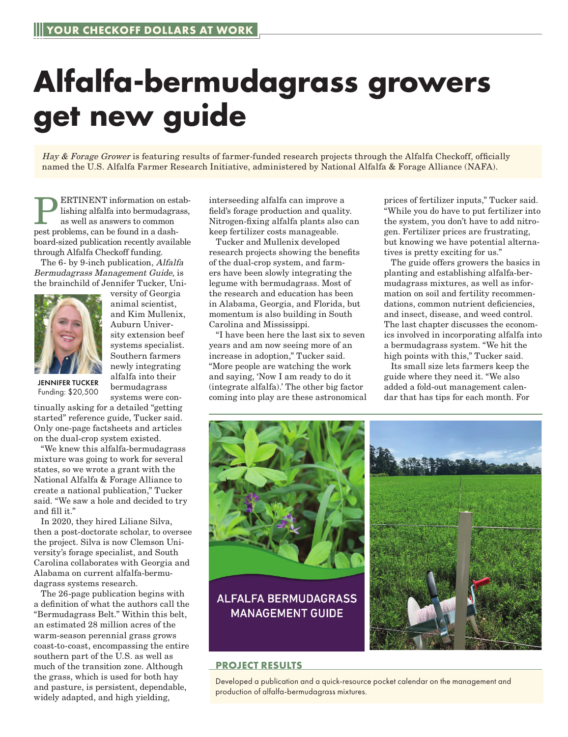YOUR CHECKOFF DOLLARS AT WORK

# Alfalfa-bermudagrass growers get new guide

*Hay & Forage Grower* is featuring results of farmer-funded research projects through the Alfalfa Checkoff, officially named the U.S. Alfalfa Farmer Research Initiative, administered by National Alfalfa & Forage Alliance (NAFA).

PERTINENT information on establishing alfalfa into bermudagrass, as well as answers to common pest problems, can be found in a dashboard-sized publication recently available through Alfalfa Checkoff funding.

The 6- by 9-inch publication, *Alfalfa Bermudagrass Management Guide*, is the brainchild of Jennifer Tucker, University of Georgia animal scientist, and Kim Mullenix, Auburn University extension beef systems specialist. Southern farmers newly integrating alfalfa into their bermudagrass systems were continually asking for a detailed "getting started" reference guide, Tucker said. Only one-page factsheets and articles on the dual-crop system existed.

JENNIFER TUCKER
Funding: $20,500

"We knew this alfalfa-bermudagrass mixture was going to work for several states, so we wrote a grant with the National Alfalfa & Forage Alliance to create a national publication," Tucker said. "We saw a hole and decided to try and fill it."

In 2020, they hired Liliane Silva, then a post-doctorate scholar, to oversee the project. Silva is now Clemson University's forage specialist, and South Carolina collaborates with Georgia and Alabama on current alfalfa-bermudagrass systems research.

The 26-page publication begins with a definition of what the authors call the "Bermudagrass Belt." Within this belt, an estimated 28 million acres of the warm-season perennial grass grows coast-to-coast, encompassing the entire southern part of the U.S. as well as much of the transition zone. Although the grass, which is used for both hay and pasture, is persistent, dependable, widely adapted, and high yielding, interseeding alfalfa can improve a field's forage production and quality. Nitrogen-fixing alfalfa plants also can keep fertilizer costs manageable.

Tucker and Mullenix developed research projects showing the benefits of the dual-crop system, and farmers have been slowly integrating the legume with bermudagrass. Most of the research and education has been in Alabama, Georgia, and Florida, but momentum is also building in South Carolina and Mississippi.

"I have been here the last six to seven years and am now seeing more of an increase in adoption," Tucker said. "More people are watching the work and saying, 'Now I am ready to do it (integrate alfalfa).' The other big factor coming into play are these astronomical prices of fertilizer inputs," Tucker said. "While you do have to put fertilizer into the system, you don't have to add nitrogen. Fertilizer prices are frustrating, but knowing we have potential alternatives is pretty exciting for us."

The guide offers growers the basics in planting and establishing alfalfa-bermudagrass mixtures, as well as information on soil and fertility recommendations, common nutrient deficiencies, and insect, disease, and weed control. The last chapter discusses the economics involved in incorporating alfalfa into a bermudagrass system. "We hit the high points with this," Tucker said.

Its small size lets farmers keep the guide where they need it. "We also added a fold-out management calendar that has tips for each month. For

ALFALFA BERMUDAGRASS MANAGEMENT GUIDE

**PROJECT RESULTS**

Developed a publication and a quick-resource pocket calendar on the management and production of alfalfa-bermudagrass mixtures.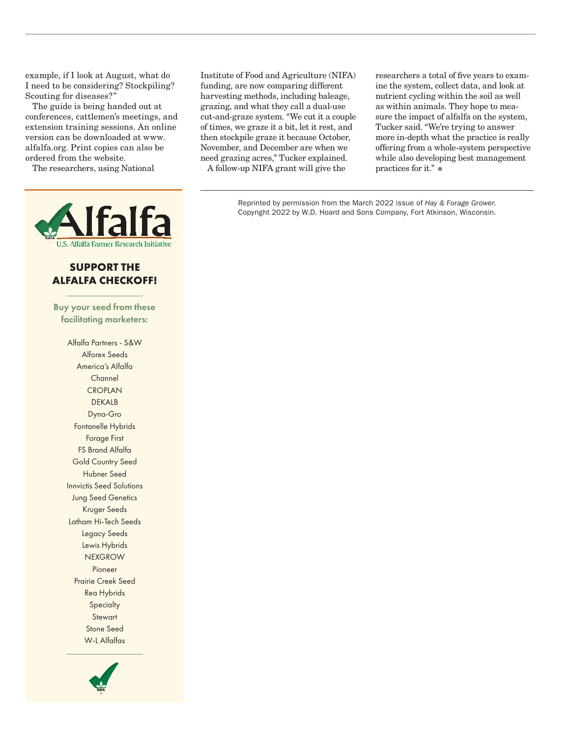example, if I look at August, what do I need to be considering? Stockpiling? Scouting for diseases?"

The guide is being handed out at conferences, cattlemen's meetings, and extension training sessions. An online version can be downloaded at www.alfalfa.org. Print copies can also be ordered from the website.

The researchers, using National Institute of Food and Agriculture (NIFA) funding, are now comparing different harvesting methods, including baleage, grazing, and what they call a dual-use cut-and-graze system. "We cut it a couple of times, we graze it a bit, let it rest, and then stockpile graze it because October, November, and December are when we need grazing acres," Tucker explained.

A follow-up NIFA grant will give the researchers a total of five years to examine the system, collect data, and look at nutrient cycling within the soil as well as within animals. They hope to measure the impact of alfalfa on the system, Tucker said. "We're trying to answer more in-depth what the practice is really offering from a whole-system perspective while also developing best management practices for it." ●

Reprinted by permission from the March 2022 issue of *Hay & Forage Grower*. Copyright 2022 by W.D. Hoard and Sons Company, Fort Atkinson, Wisconsin.

Alfalfa
U.S. Alfalfa Farmer Research Initiative

**SUPPORT THE ALFALFA CHECKOFF!**

Buy your seed from these facilitating marketers:

Alfalfa Partners - S&W
Alforex Seeds
America's Alfalfa
Channel
CROPLAN
DEKALB
Dyna-Gro
Fontanelle Hybrids
Forage First
FS Brand Alfalfa
Gold Country Seed
Hubner Seed
Innvictis Seed Solutions
Jung Seed Genetics
Kruger Seeds
Latham Hi-Tech Seeds
Legacy Seeds
Lewis Hybrids
NEXGROW
Pioneer
Prairie Creek Seed
Rea Hybrids
Specialty
Stewart
Stone Seed
W-L Alfalfas